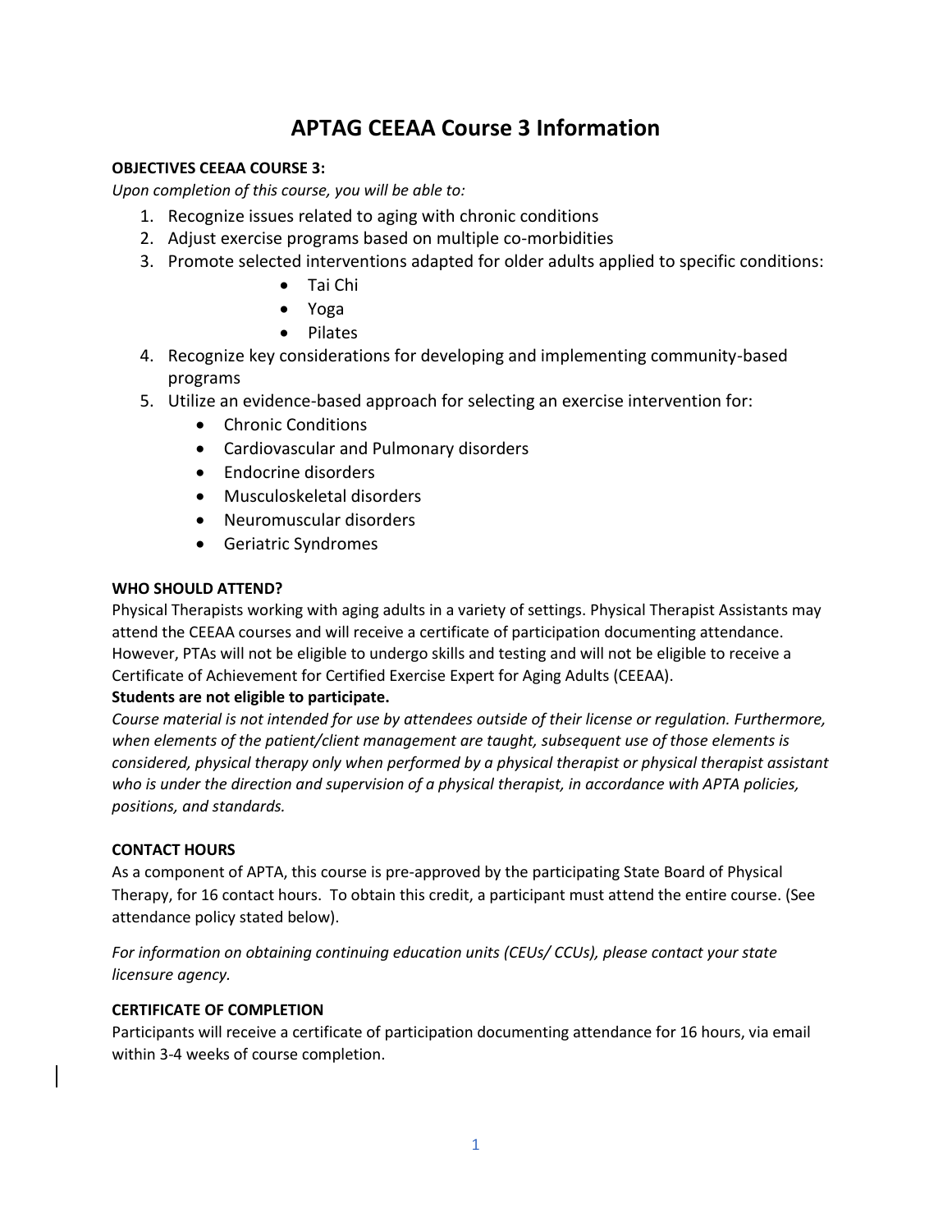# APTAG CEEAA Course 3 Information

**OBJECTIVES CEEAA COURSE 3:**

*Upon completion of this course, you will be able to:*

1. Recognize issues related to aging with chronic conditions
2. Adjust exercise programs based on multiple co-morbidities
3. Promote selected interventions adapted for older adults applied to specific conditions:
    - Tai Chi
    - Yoga
    - Pilates
4. Recognize key considerations for developing and implementing community-based programs
5. Utilize an evidence-based approach for selecting an exercise intervention for:
    - Chronic Conditions
    - Cardiovascular and Pulmonary disorders
    - Endocrine disorders
    - Musculoskeletal disorders
    - Neuromuscular disorders
    - Geriatric Syndromes

**WHO SHOULD ATTEND?**

Physical Therapists working with aging adults in a variety of settings. Physical Therapist Assistants may attend the CEEAA courses and will receive a certificate of participation documenting attendance. However, PTAs will not be eligible to undergo skills and testing and will not be eligible to receive a Certificate of Achievement for Certified Exercise Expert for Aging Adults (CEEAA).

**Students are not eligible to participate.**

*Course material is not intended for use by attendees outside of their license or regulation. Furthermore, when elements of the patient/client management are taught, subsequent use of those elements is considered, physical therapy only when performed by a physical therapist or physical therapist assistant who is under the direction and supervision of a physical therapist, in accordance with APTA policies, positions, and standards.*

**CONTACT HOURS**

As a component of APTA, this course is pre-approved by the participating State Board of Physical Therapy, for 16 contact hours. To obtain this credit, a participant must attend the entire course. (See attendance policy stated below).

*For information on obtaining continuing education units (CEUs/ CCUs), please contact your state licensure agency.*

**CERTIFICATE OF COMPLETION**

Participants will receive a certificate of participation documenting attendance for 16 hours, via email within 3-4 weeks of course completion.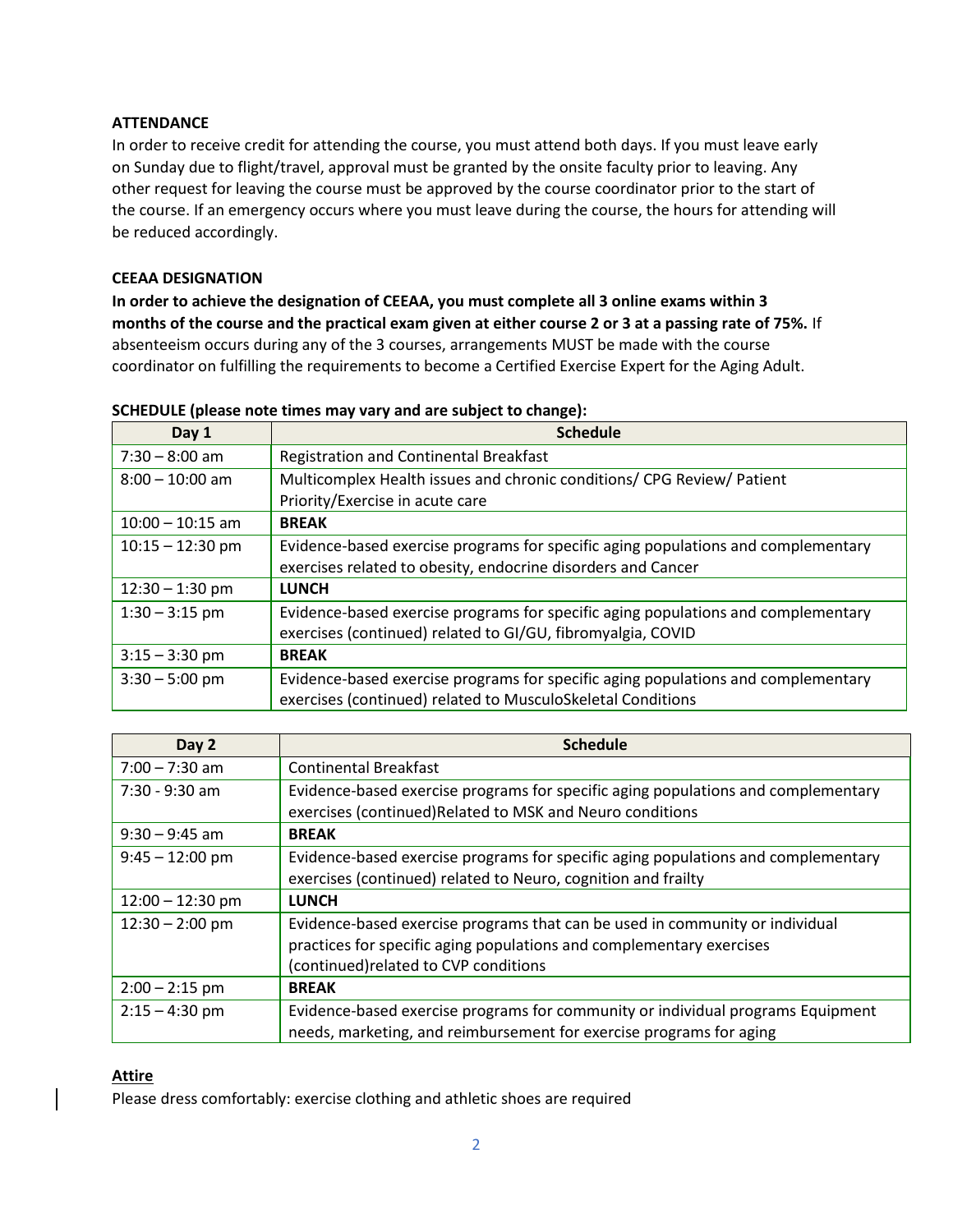**ATTENDANCE**

In order to receive credit for attending the course, you must attend both days. If you must leave early on Sunday due to flight/travel, approval must be granted by the onsite faculty prior to leaving. Any other request for leaving the course must be approved by the course coordinator prior to the start of the course. If an emergency occurs where you must leave during the course, the hours for attending will be reduced accordingly.

**CEEAA DESIGNATION**

**In order to achieve the designation of CEEAA, you must complete all 3 online exams within 3 months of the course and the practical exam given at either course 2 or 3 at a passing rate of 75%.** If absenteeism occurs during any of the 3 courses, arrangements MUST be made with the course coordinator on fulfilling the requirements to become a Certified Exercise Expert for the Aging Adult.

**SCHEDULE (please note times may vary and are subject to change):**

| Day 1 | Schedule |
|---|---|
| 7:30 – 8:00 am | Registration and Continental Breakfast |
| 8:00 – 10:00 am | Multicomplex Health issues and chronic conditions/ CPG Review/ Patient Priority/Exercise in acute care |
| 10:00 – 10:15 am | **BREAK** |
| 10:15 – 12:30 pm | Evidence-based exercise programs for specific aging populations and complementary exercises related to obesity, endocrine disorders and Cancer |
| 12:30 – 1:30 pm | **LUNCH** |
| 1:30 – 3:15 pm | Evidence-based exercise programs for specific aging populations and complementary exercises (continued) related to GI/GU, fibromyalgia, COVID |
| 3:15 – 3:30 pm | **BREAK** |
| 3:30 – 5:00 pm | Evidence-based exercise programs for specific aging populations and complementary exercises (continued) related to MusculoSkeletal Conditions |

| Day 2 | Schedule |
|---|---|
| 7:00 – 7:30 am | Continental Breakfast |
| 7:30 - 9:30 am | Evidence-based exercise programs for specific aging populations and complementary exercises (continued)Related to MSK and Neuro conditions |
| 9:30 – 9:45 am | **BREAK** |
| 9:45 – 12:00 pm | Evidence-based exercise programs for specific aging populations and complementary exercises (continued) related to Neuro, cognition and frailty |
| 12:00 – 12:30 pm | **LUNCH** |
| 12:30 – 2:00 pm | Evidence-based exercise programs that can be used in community or individual practices for specific aging populations and complementary exercises (continued)related to CVP conditions |
| 2:00 – 2:15 pm | **BREAK** |
| 2:15 – 4:30 pm | Evidence-based exercise programs for community or individual programs Equipment needs, marketing, and reimbursement for exercise programs for aging |

**Attire**

Please dress comfortably: exercise clothing and athletic shoes are required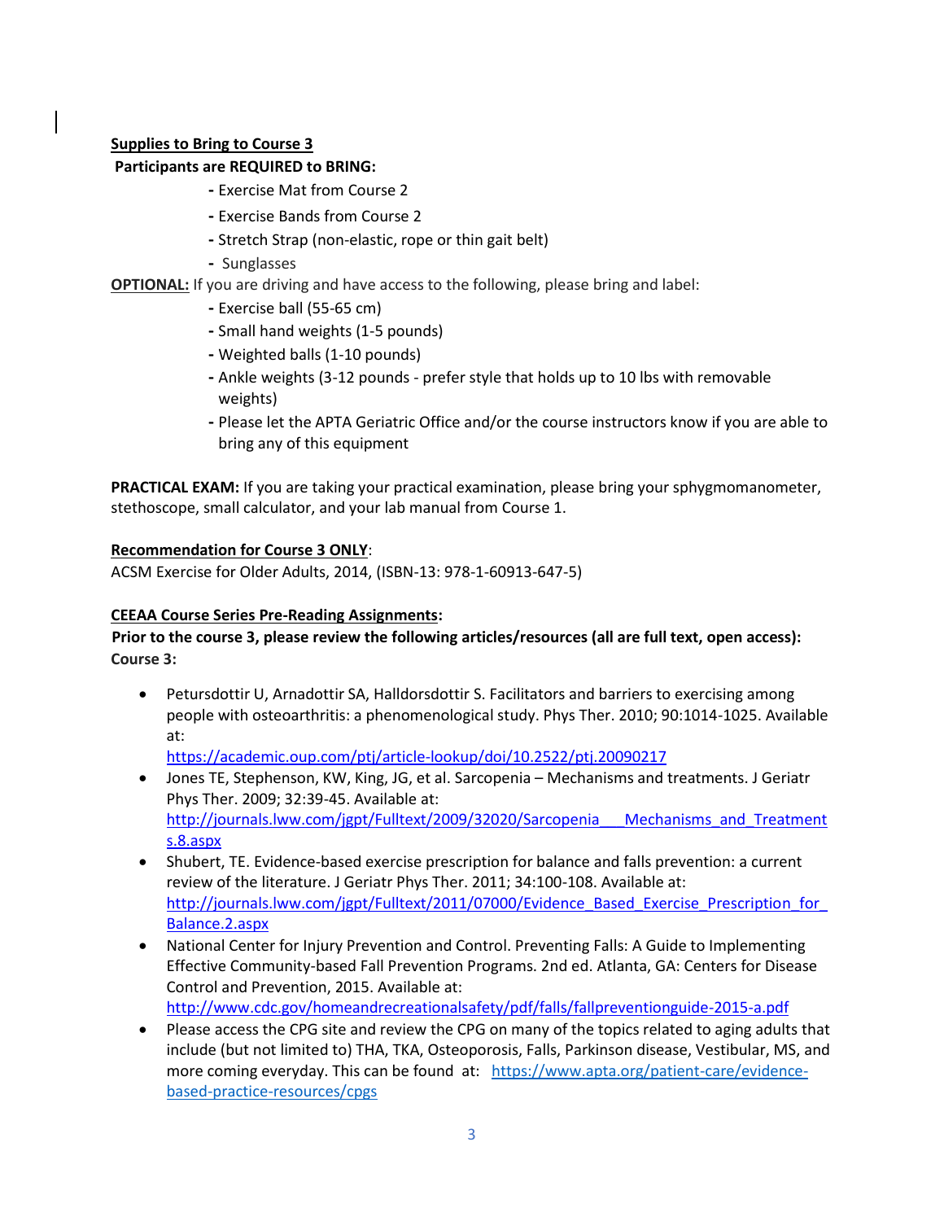**Supplies to Bring to Course 3**

**Participants are REQUIRED to BRING:**

- Exercise Mat from Course 2
- Exercise Bands from Course 2
- Stretch Strap (non-elastic, rope or thin gait belt)
- Sunglasses

**OPTIONAL:** If you are driving and have access to the following, please bring and label:

- Exercise ball (55-65 cm)
- Small hand weights (1-5 pounds)
- Weighted balls (1-10 pounds)
- Ankle weights (3-12 pounds - prefer style that holds up to 10 lbs with removable weights)
- Please let the APTA Geriatric Office and/or the course instructors know if you are able to bring any of this equipment

**PRACTICAL EXAM:** If you are taking your practical examination, please bring your sphygmomanometer, stethoscope, small calculator, and your lab manual from Course 1.

**Recommendation for Course 3 ONLY**:
ACSM Exercise for Older Adults, 2014, (ISBN-13: 978-1-60913-647-5)

**CEEAA Course Series Pre-Reading Assignments:**

**Prior to the course 3, please review the following articles/resources (all are full text, open access):**
**Course 3:**

- Petursdottir U, Arnadottir SA, Halldorsdottir S. Facilitators and barriers to exercising among people with osteoarthritis: a phenomenological study. Phys Ther. 2010; 90:1014-1025. Available at: https://academic.oup.com/ptj/article-lookup/doi/10.2522/ptj.20090217
- Jones TE, Stephenson, KW, King, JG, et al. Sarcopenia – Mechanisms and treatments. J Geriatr Phys Ther. 2009; 32:39-45. Available at: http://journals.lww.com/jgpt/Fulltext/2009/32020/Sarcopenia___Mechanisms_and_Treatments.8.aspx
- Shubert, TE. Evidence-based exercise prescription for balance and falls prevention: a current review of the literature. J Geriatr Phys Ther. 2011; 34:100-108. Available at: http://journals.lww.com/jgpt/Fulltext/2011/07000/Evidence_Based_Exercise_Prescription_for_Balance.2.aspx
- National Center for Injury Prevention and Control. Preventing Falls: A Guide to Implementing Effective Community-based Fall Prevention Programs. 2nd ed. Atlanta, GA: Centers for Disease Control and Prevention, 2015. Available at: http://www.cdc.gov/homeandrecreationalsafety/pdf/falls/fallpreventionguide-2015-a.pdf
- Please access the CPG site and review the CPG on many of the topics related to aging adults that include (but not limited to) THA, TKA, Osteoporosis, Falls, Parkinson disease, Vestibular, MS, and more coming everyday. This can be found at: https://www.apta.org/patient-care/evidence-based-practice-resources/cpgs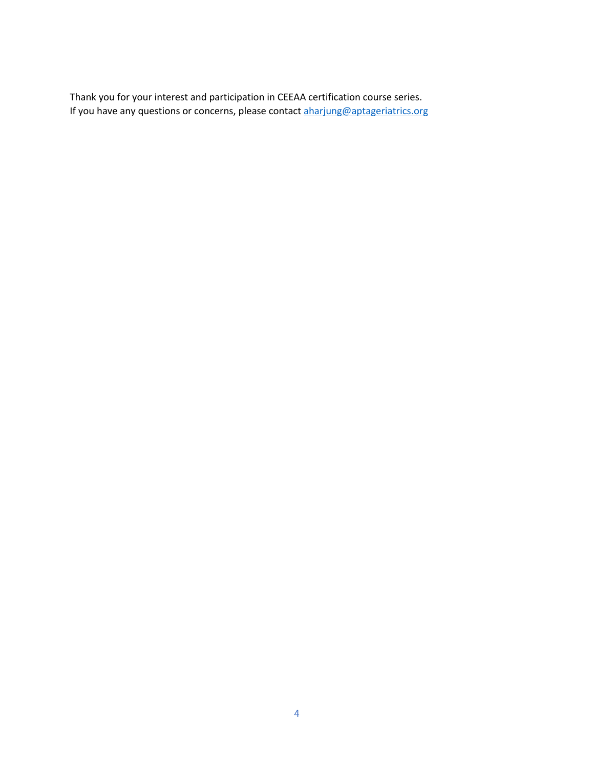Thank you for your interest and participation in CEEAA certification course series.
If you have any questions or concerns, please contact [aharjung@aptageriatrics.org](mailto:aharjung@aptageriatrics.org)